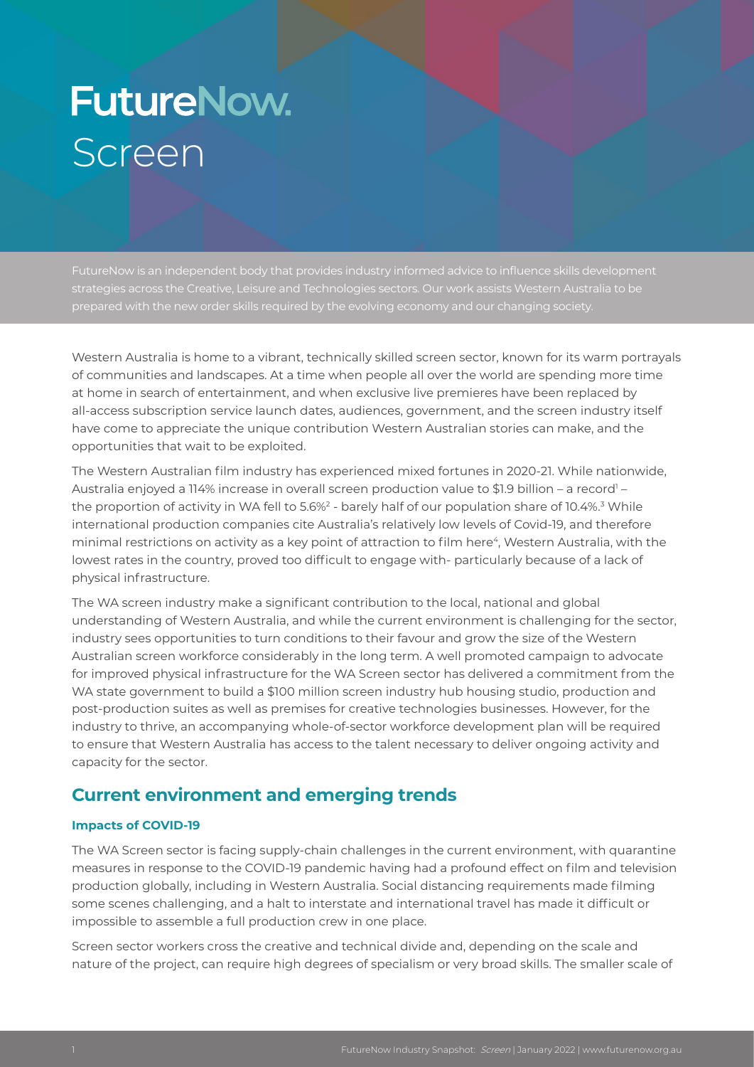# FutureNow. Screen

FutureNow is an independent body that provides industry informed advice to influence skills development strategies across the Creative, Leisure and Technologies sectors. Our work assists Western Australia to be prepared with the new order skills required by the evolving economy and our changing society.

Western Australia is home to a vibrant, technically skilled screen sector, known for its warm portrayals of communities and landscapes. At a time when people all over the world are spending more time at home in search of entertainment, and when exclusive live premieres have been replaced by all-access subscription service launch dates, audiences, government, and the screen industry itself have come to appreciate the unique contribution Western Australian stories can make, and the opportunities that wait to be exploited.

The Western Australian film industry has experienced mixed fortunes in 2020-21. While nationwide, Australia enjoyed a 114% increase in overall screen production value to $1.9 billion – a record[1] – the proportion of activity in WA fell to 5.6%[2] - barely half of our population share of 10.4%.[3] While international production companies cite Australia's relatively low levels of Covid-19, and therefore minimal restrictions on activity as a key point of attraction to film here[4], Western Australia, with the lowest rates in the country, proved too difficult to engage with- particularly because of a lack of physical infrastructure.

The WA screen industry make a significant contribution to the local, national and global understanding of Western Australia, and while the current environment is challenging for the sector, industry sees opportunities to turn conditions to their favour and grow the size of the Western Australian screen workforce considerably in the long term. A well promoted campaign to advocate for improved physical infrastructure for the WA Screen sector has delivered a commitment from the WA state government to build a $100 million screen industry hub housing studio, production and post-production suites as well as premises for creative technologies businesses. However, for the industry to thrive, an accompanying whole-of-sector workforce development plan will be required to ensure that Western Australia has access to the talent necessary to deliver ongoing activity and capacity for the sector.

## Current environment and emerging trends

### Impacts of COVID-19

The WA Screen sector is facing supply-chain challenges in the current environment, with quarantine measures in response to the COVID-19 pandemic having had a profound effect on film and television production globally, including in Western Australia. Social distancing requirements made filming some scenes challenging, and a halt to interstate and international travel has made it difficult or impossible to assemble a full production crew in one place.

Screen sector workers cross the creative and technical divide and, depending on the scale and nature of the project, can require high degrees of specialism or very broad skills. The smaller scale of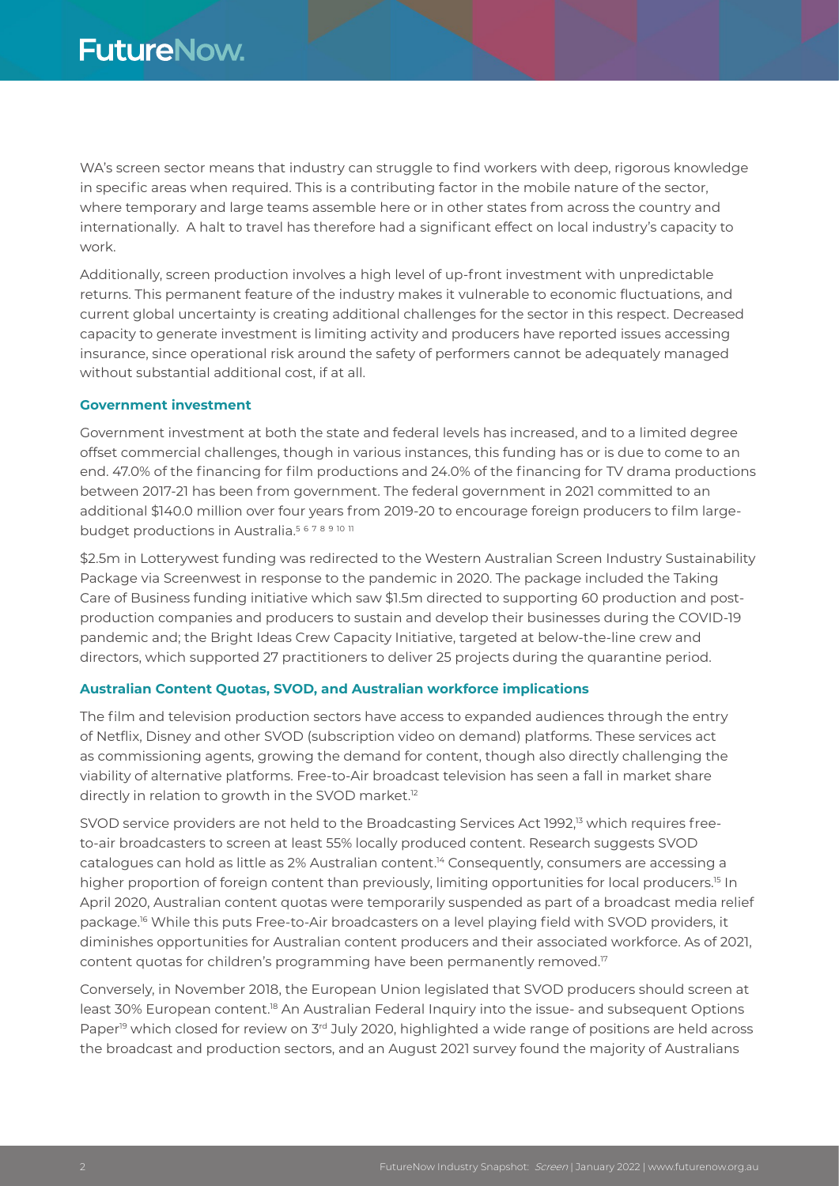WA's screen sector means that industry can struggle to find workers with deep, rigorous knowledge in specific areas when required. This is a contributing factor in the mobile nature of the sector, where temporary and large teams assemble here or in other states from across the country and internationally. A halt to travel has therefore had a significant effect on local industry's capacity to work.

Additionally, screen production involves a high level of up-front investment with unpredictable returns. This permanent feature of the industry makes it vulnerable to economic fluctuations, and current global uncertainty is creating additional challenges for the sector in this respect. Decreased capacity to generate investment is limiting activity and producers have reported issues accessing insurance, since operational risk around the safety of performers cannot be adequately managed without substantial additional cost, if at all.

### Government investment

Government investment at both the state and federal levels has increased, and to a limited degree offset commercial challenges, though in various instances, this funding has or is due to come to an end. 47.0% of the financing for film productions and 24.0% of the financing for TV drama productions between 2017-21 has been from government. The federal government in 2021 committed to an additional $140.0 million over four years from 2019-20 to encourage foreign producers to film large-budget productions in Australia.[5 6 7 8 9 10 11]

$2.5m in Lotterywest funding was redirected to the Western Australian Screen Industry Sustainability Package via Screenwest in response to the pandemic in 2020. The package included the Taking Care of Business funding initiative which saw $1.5m directed to supporting 60 production and post-production companies and producers to sustain and develop their businesses during the COVID-19 pandemic and; the Bright Ideas Crew Capacity Initiative, targeted at below-the-line crew and directors, which supported 27 practitioners to deliver 25 projects during the quarantine period.

### Australian Content Quotas, SVOD, and Australian workforce implications

The film and television production sectors have access to expanded audiences through the entry of Netflix, Disney and other SVOD (subscription video on demand) platforms. These services act as commissioning agents, growing the demand for content, though also directly challenging the viability of alternative platforms. Free-to-Air broadcast television has seen a fall in market share directly in relation to growth in the SVOD market.[12]

SVOD service providers are not held to the Broadcasting Services Act 1992,[13] which requires free-to-air broadcasters to screen at least 55% locally produced content. Research suggests SVOD catalogues can hold as little as 2% Australian content.[14] Consequently, consumers are accessing a higher proportion of foreign content than previously, limiting opportunities for local producers.[15] In April 2020, Australian content quotas were temporarily suspended as part of a broadcast media relief package.[16] While this puts Free-to-Air broadcasters on a level playing field with SVOD providers, it diminishes opportunities for Australian content producers and their associated workforce. As of 2021, content quotas for children's programming have been permanently removed.[17]

Conversely, in November 2018, the European Union legislated that SVOD producers should screen at least 30% European content.[18] An Australian Federal Inquiry into the issue- and subsequent Options Paper[19] which closed for review on 3rd July 2020, highlighted a wide range of positions are held across the broadcast and production sectors, and an August 2021 survey found the majority of Australians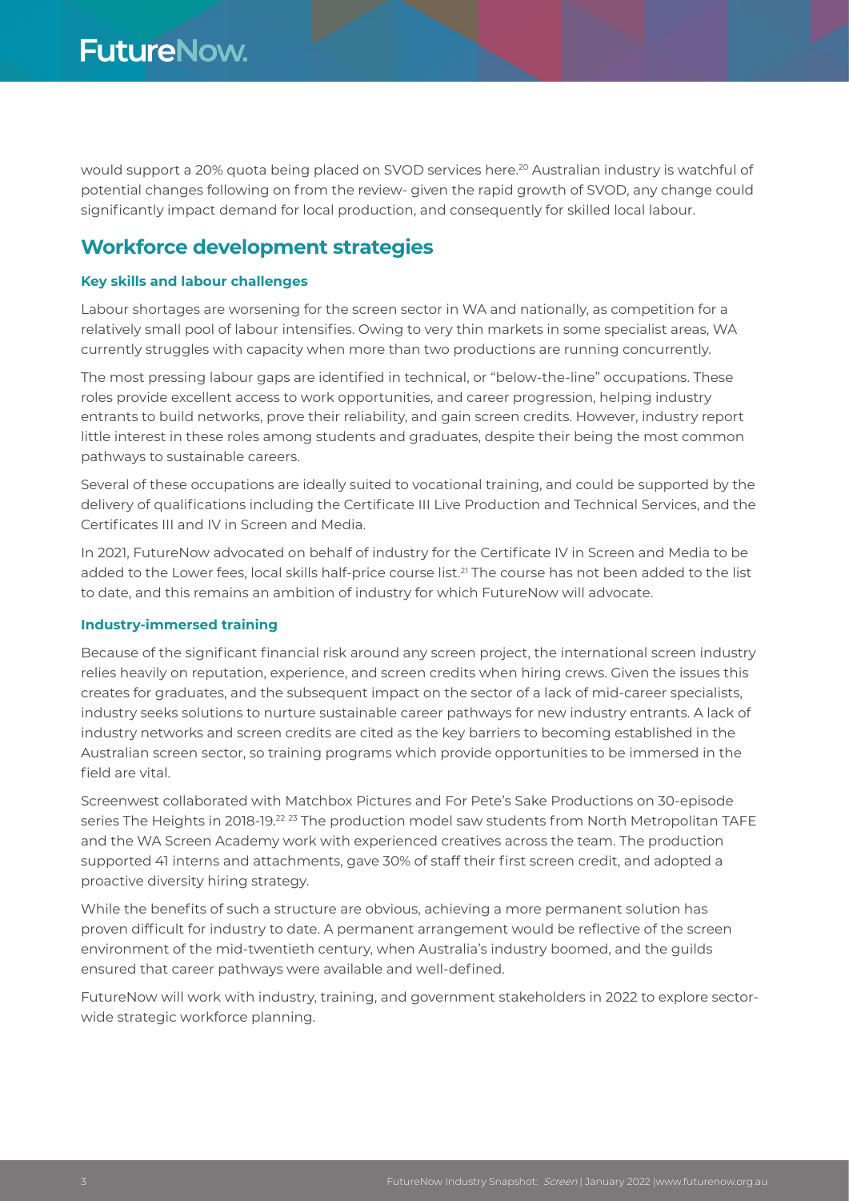would support a 20% quota being placed on SVOD services here.[20] Australian industry is watchful of potential changes following on from the review- given the rapid growth of SVOD, any change could significantly impact demand for local production, and consequently for skilled local labour.

## Workforce development strategies

### Key skills and labour challenges

Labour shortages are worsening for the screen sector in WA and nationally, as competition for a relatively small pool of labour intensifies. Owing to very thin markets in some specialist areas, WA currently struggles with capacity when more than two productions are running concurrently.

The most pressing labour gaps are identified in technical, or "below-the-line" occupations. These roles provide excellent access to work opportunities, and career progression, helping industry entrants to build networks, prove their reliability, and gain screen credits. However, industry report little interest in these roles among students and graduates, despite their being the most common pathways to sustainable careers.

Several of these occupations are ideally suited to vocational training, and could be supported by the delivery of qualifications including the Certificate III Live Production and Technical Services, and the Certificates III and IV in Screen and Media.

In 2021, FutureNow advocated on behalf of industry for the Certificate IV in Screen and Media to be added to the Lower fees, local skills half-price course list.[21] The course has not been added to the list to date, and this remains an ambition of industry for which FutureNow will advocate.

### Industry-immersed training

Because of the significant financial risk around any screen project, the international screen industry relies heavily on reputation, experience, and screen credits when hiring crews. Given the issues this creates for graduates, and the subsequent impact on the sector of a lack of mid-career specialists, industry seeks solutions to nurture sustainable career pathways for new industry entrants. A lack of industry networks and screen credits are cited as the key barriers to becoming established in the Australian screen sector, so training programs which provide opportunities to be immersed in the field are vital.

Screenwest collaborated with Matchbox Pictures and For Pete's Sake Productions on 30-episode series The Heights in 2018-19.[22] [23] The production model saw students from North Metropolitan TAFE and the WA Screen Academy work with experienced creatives across the team. The production supported 41 interns and attachments, gave 30% of staff their first screen credit, and adopted a proactive diversity hiring strategy.

While the benefits of such a structure are obvious, achieving a more permanent solution has proven difficult for industry to date. A permanent arrangement would be reflective of the screen environment of the mid-twentieth century, when Australia's industry boomed, and the guilds ensured that career pathways were available and well-defined.

FutureNow will work with industry, training, and government stakeholders in 2022 to explore sector-wide strategic workforce planning.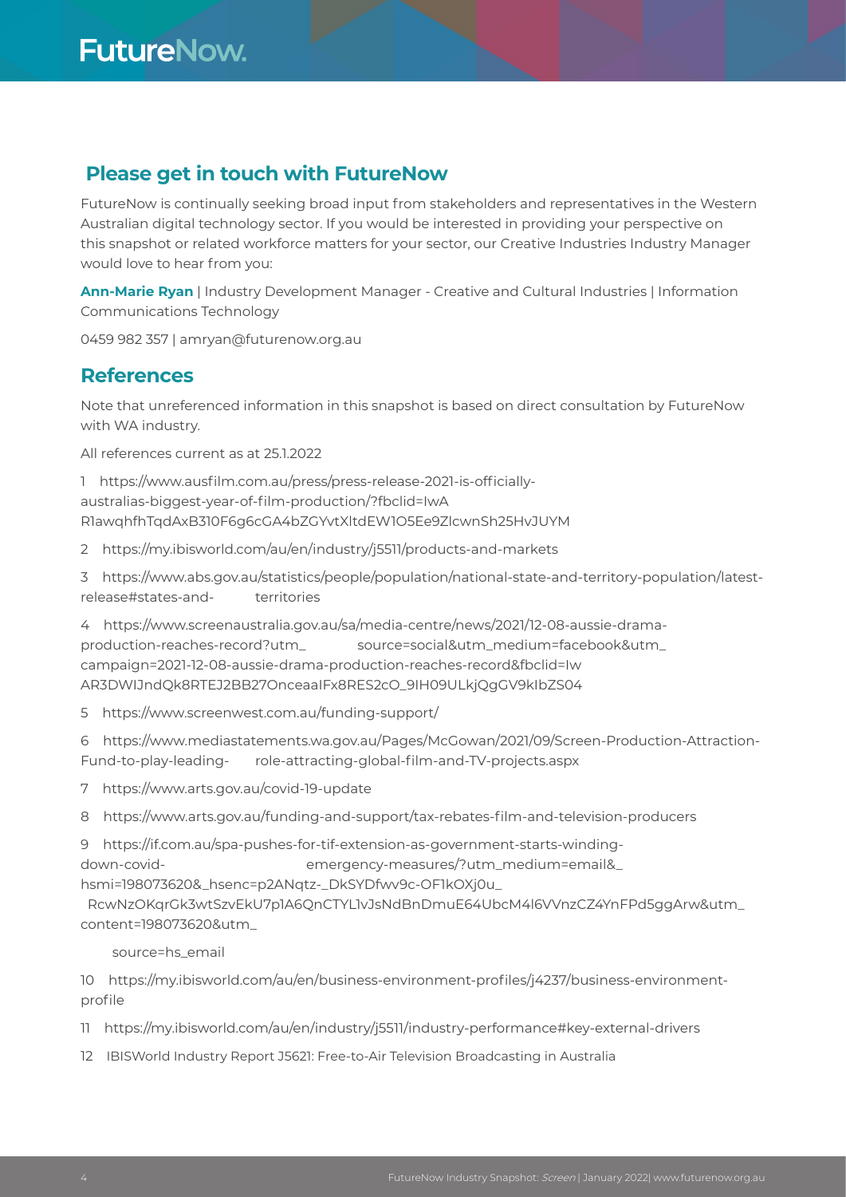## Please get in touch with FutureNow

FutureNow is continually seeking broad input from stakeholders and representatives in the Western Australian digital technology sector. If you would be interested in providing your perspective on this snapshot or related workforce matters for your sector, our Creative Industries Industry Manager would love to hear from you:

**Ann-Marie Ryan** | Industry Development Manager - Creative and Cultural Industries | Information Communications Technology

0459 982 357 | amryan@futurenow.org.au

## References

Note that unreferenced information in this snapshot is based on direct consultation by FutureNow with WA industry.

All references current as at 25.1.2022

1 https://www.ausfilm.com.au/press/press-release-2021-is-officially-australias-biggest-year-of-film-production/?fbclid=IwAR1awqhfhTqdAxB310F6g6cGA4bZGYvtXltdEW1O5Ee9ZlcwnSh25HvJUYM

2 https://my.ibisworld.com/au/en/industry/j5511/products-and-markets

3 https://www.abs.gov.au/statistics/people/population/national-state-and-territory-population/latest-release#states-and-territories

4 https://www.screenaustralia.gov.au/sa/media-centre/news/2021/12-08-aussie-drama-production-reaches-record?utm_source=social&utm_medium=facebook&utm_campaign=2021-12-08-aussie-drama-production-reaches-record&fbclid=IwAR3DWIJndQk8RTEJ2BB27OnceaaIFx8RES2cO_9IH09ULkjQgGV9kIbZS04

5 https://www.screenwest.com.au/funding-support/

6 https://www.mediastatements.wa.gov.au/Pages/McGowan/2021/09/Screen-Production-Attraction-Fund-to-play-leading-role-attracting-global-film-and-TV-projects.aspx

7 https://www.arts.gov.au/covid-19-update

8 https://www.arts.gov.au/funding-and-support/tax-rebates-film-and-television-producers

9 https://if.com.au/spa-pushes-for-tif-extension-as-government-starts-winding-down-covid-emergency-measures/?utm_medium=email&_hsmi=198073620&_hsenc=p2ANqtz-_DkSYDfwv9c-OF1kOXj0u_RcwNzOKqrGk3wtSzvEkU7p1A6QnCTYL1vJsNdBnDmuE64UbcM4l6VVnzCZ4YnFPd5ggArw&utm_content=198073620&utm_source=hs_email

10 https://my.ibisworld.com/au/en/business-environment-profiles/j4237/business-environment-profile

11 https://my.ibisworld.com/au/en/industry/j5511/industry-performance#key-external-drivers

12 IBISWorld Industry Report J5621: Free-to-Air Television Broadcasting in Australia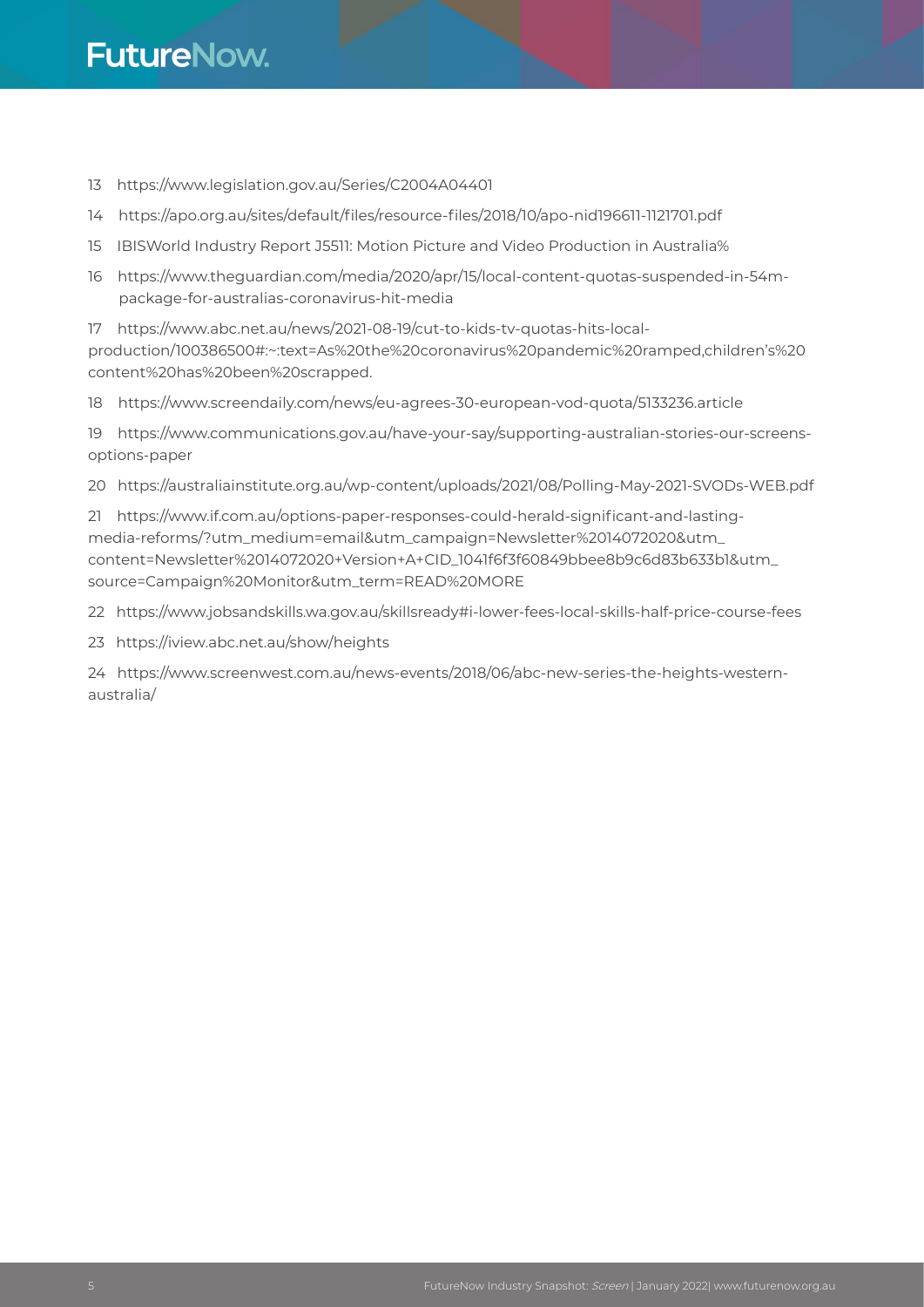13 https://www.legislation.gov.au/Series/C2004A04401

14 https://apo.org.au/sites/default/files/resource-files/2018/10/apo-nid196611-1121701.pdf

15 IBISWorld Industry Report J5511: Motion Picture and Video Production in Australia%

16 https://www.theguardian.com/media/2020/apr/15/local-content-quotas-suspended-in-54m-package-for-australias-coronavirus-hit-media

17 https://www.abc.net.au/news/2021-08-19/cut-to-kids-tv-quotas-hits-local-production/100386500#:~:text=As%20the%20coronavirus%20pandemic%20ramped,children's%20content%20has%20been%20scrapped.

18 https://www.screendaily.com/news/eu-agrees-30-european-vod-quota/5133236.article

19 https://www.communications.gov.au/have-your-say/supporting-australian-stories-our-screens-options-paper

20 https://australiainstitute.org.au/wp-content/uploads/2021/08/Polling-May-2021-SVODs-WEB.pdf

21 https://www.if.com.au/options-paper-responses-could-herald-significant-and-lasting-media-reforms/?utm_medium=email&utm_campaign=Newsletter%2014072020&utm_content=Newsletter%2014072020+Version+A+CID_1041f6f3f60849bbee8b9c6d83b633b1&utm_source=Campaign%20Monitor&utm_term=READ%20MORE

22 https://www.jobsandskills.wa.gov.au/skillsready#i-lower-fees-local-skills-half-price-course-fees

23 https://iview.abc.net.au/show/heights

24 https://www.screenwest.com.au/news-events/2018/06/abc-new-series-the-heights-western-australia/